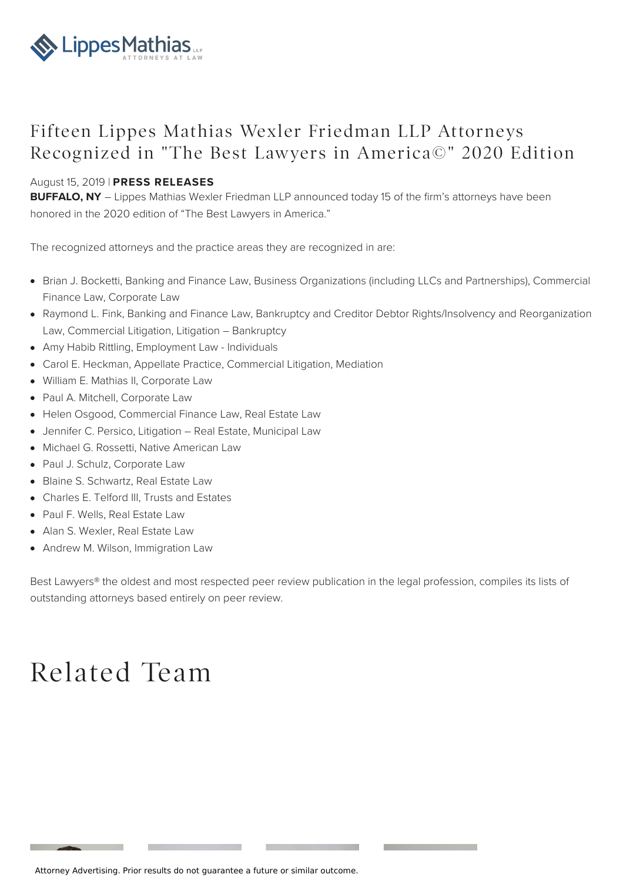# Fifteen Lippes Mathias Wexler Friedman LLP Attorneys Recognized in "The Best Lawyers in America©" 2020 Edition

August 15, 2019 | **PRESS RELEASES**

**BUFFALO, NY** – Lippes Mathias Wexler Friedman LLP announced today 15 of the firm's attorneys have been honored in the 2020 edition of "The Best Lawyers in America."

The recognized attorneys and the practice areas they are recognized in are:

- Brian J. Bocketti, Banking and Finance Law, Business Organizations (including LLCs and Partnerships), Commercial Finance Law, Corporate Law
- Raymond L. Fink, Banking and Finance Law, Bankruptcy and Creditor Debtor Rights/Insolvency and Reorganization Law, Commercial Litigation, Litigation – Bankruptcy
- Amy Habib Rittling, Employment Law - Individuals
- Carol E. Heckman, Appellate Practice, Commercial Litigation, Mediation
- William E. Mathias II, Corporate Law
- Paul A. Mitchell, Corporate Law
- Helen Osgood, Commercial Finance Law, Real Estate Law
- Jennifer C. Persico, Litigation – Real Estate, Municipal Law
- Michael G. Rossetti, Native American Law
- Paul J. Schulz, Corporate Law
- Blaine S. Schwartz, Real Estate Law
- Charles E. Telford III, Trusts and Estates
- Paul F. Wells, Real Estate Law
- Alan S. Wexler, Real Estate Law
- Andrew M. Wilson, Immigration Law

Best Lawyers® the oldest and most respected peer review publication in the legal profession, compiles its lists of outstanding attorneys based entirely on peer review.

# Related Team

Attorney Advertising. Prior results do not guarantee a future or similar outcome.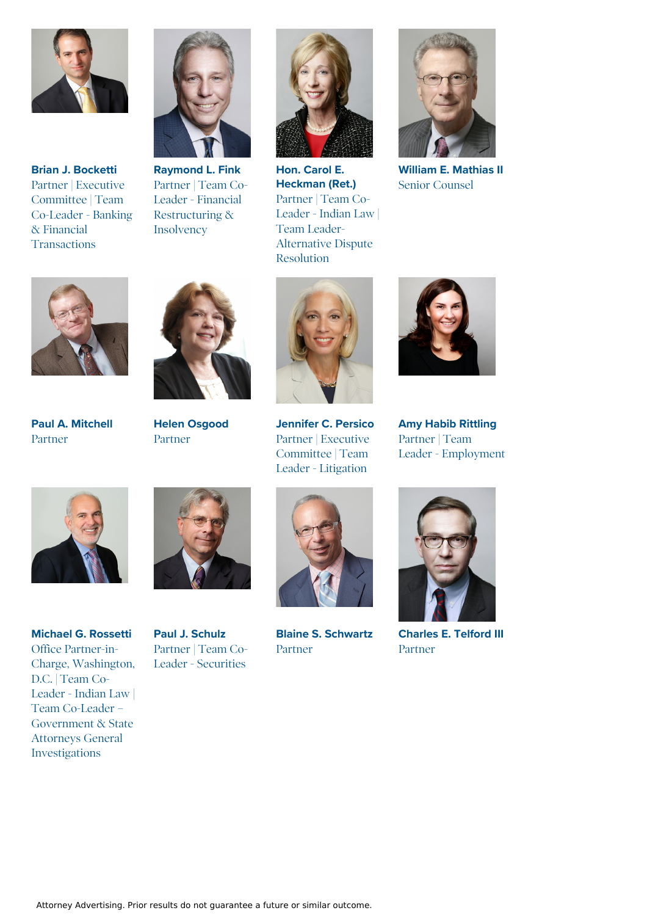**Brian J. Bocketti**
Partner | Executive Committee | Team Co-Leader - Banking & Financial Transactions

**Raymond L. Fink**
Partner | Team Co-Leader - Financial Restructuring & Insolvency

**Hon. Carol E. Heckman (Ret.)**
Partner | Team Co-Leader - Indian Law | Team Leader-Alternative Dispute Resolution

**William E. Mathias II**
Senior Counsel

**Paul A. Mitchell**
Partner

**Helen Osgood**
Partner

**Jennifer C. Persico**
Partner | Executive Committee | Team Leader - Litigation

**Amy Habib Rittling**
Partner | Team Leader - Employment

**Michael G. Rossetti**
Office Partner-in-Charge, Washington, D.C. | Team Co-Leader - Indian Law | Team Co-Leader – Government & State Attorneys General Investigations

**Paul J. Schulz**
Partner | Team Co-Leader - Securities

**Blaine S. Schwartz**
Partner

**Charles E. Telford III**
Partner

Attorney Advertising. Prior results do not guarantee a future or similar outcome.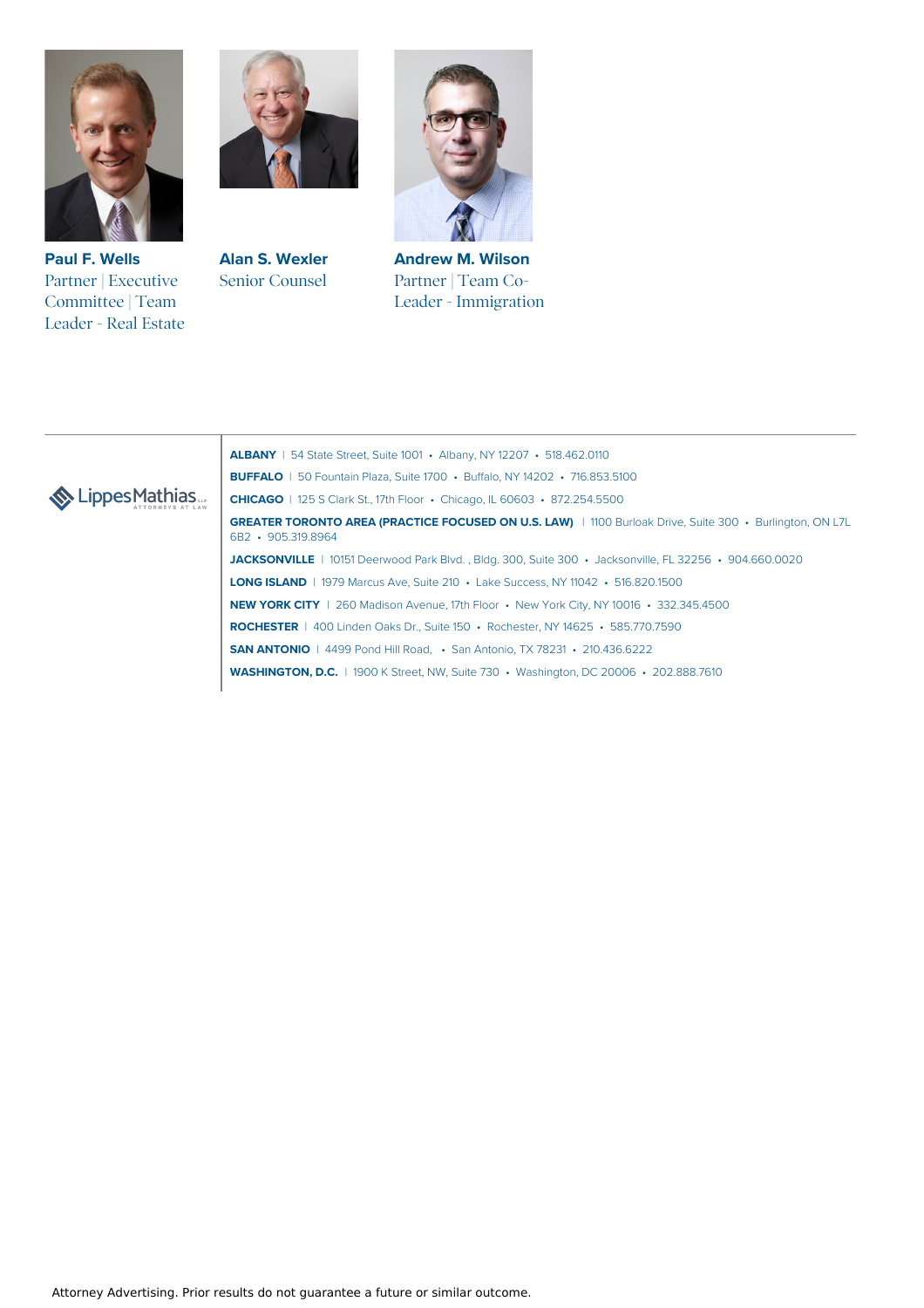**Paul F. Wells**
Partner | Executive Committee | Team Leader - Real Estate

**Alan S. Wexler**
Senior Counsel

**Andrew M. Wilson**
Partner | Team Co-Leader - Immigration

---

LippesMathias LLP ATTORNEYS AT LAW

**ALBANY** | 54 State Street, Suite 1001 • Albany, NY 12207 • 518.462.0110

**BUFFALO** | 50 Fountain Plaza, Suite 1700 • Buffalo, NY 14202 • 716.853.5100

**CHICAGO** | 125 S Clark St., 17th Floor • Chicago, IL 60603 • 872.254.5500

**GREATER TORONTO AREA (PRACTICE FOCUSED ON U.S. LAW)** | 1100 Burloak Drive, Suite 300 • Burlington, ON L7L 6B2 • 905.319.8964

**JACKSONVILLE** | 10151 Deerwood Park Blvd. , Bldg. 300, Suite 300 • Jacksonville, FL 32256 • 904.660.0020

**LONG ISLAND** | 1979 Marcus Ave, Suite 210 • Lake Success, NY 11042 • 516.820.1500

**NEW YORK CITY** | 260 Madison Avenue, 17th Floor • New York City, NY 10016 • 332.345.4500

**ROCHESTER** | 400 Linden Oaks Dr., Suite 150 • Rochester, NY 14625 • 585.770.7590

**SAN ANTONIO** | 4499 Pond Hill Road, • San Antonio, TX 78231 • 210.436.6222

**WASHINGTON, D.C.** | 1900 K Street, NW, Suite 730 • Washington, DC 20006 • 202.888.7610

Attorney Advertising. Prior results do not guarantee a future or similar outcome.